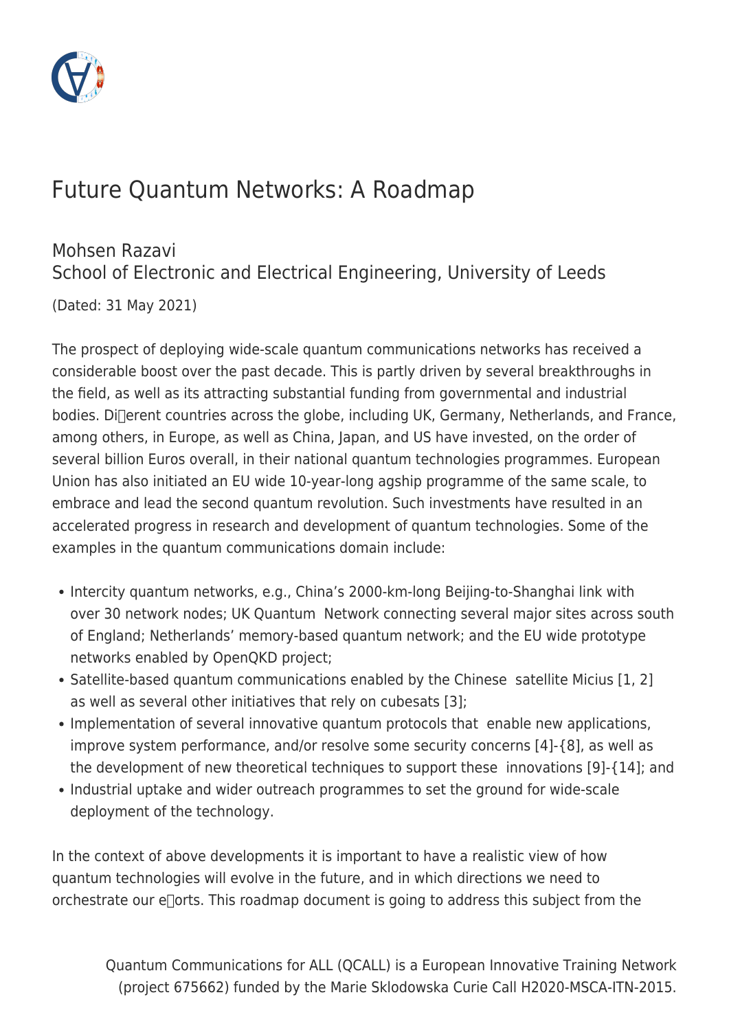# Future Quantum Networks: A Roadmap

Mohsen Razavi
School of Electronic and Electrical Engineering, University of Leeds

(Dated: 31 May 2021)

The prospect of deploying wide-scale quantum communications networks has received a considerable boost over the past decade. This is partly driven by several breakthroughs in the field, as well as its attracting substantial funding from governmental and industrial bodies. Different countries across the globe, including UK, Germany, Netherlands, and France, among others, in Europe, as well as China, Japan, and US have invested, on the order of several billion Euros overall, in their national quantum technologies programmes. European Union has also initiated an EU wide 10-year-long agship programme of the same scale, to embrace and lead the second quantum revolution. Such investments have resulted in an accelerated progress in research and development of quantum technologies. Some of the examples in the quantum communications domain include:

- Intercity quantum networks, e.g., China's 2000-km-long Beijing-to-Shanghai link with over 30 network nodes; UK Quantum Network connecting several major sites across south of England; Netherlands' memory-based quantum network; and the EU wide prototype networks enabled by OpenQKD project;
- Satellite-based quantum communications enabled by the Chinese satellite Micius [1, 2] as well as several other initiatives that rely on cubesats [3];
- Implementation of several innovative quantum protocols that enable new applications, improve system performance, and/or resolve some security concerns [4]-{8], as well as the development of new theoretical techniques to support these innovations [9]-{14]; and
- Industrial uptake and wider outreach programmes to set the ground for wide-scale deployment of the technology.

In the context of above developments it is important to have a realistic view of how quantum technologies will evolve in the future, and in which directions we need to orchestrate our efforts. This roadmap document is going to address this subject from the

Quantum Communications for ALL (QCALL) is a European Innovative Training Network (project 675662) funded by the Marie Sklodowska Curie Call H2020-MSCA-ITN-2015.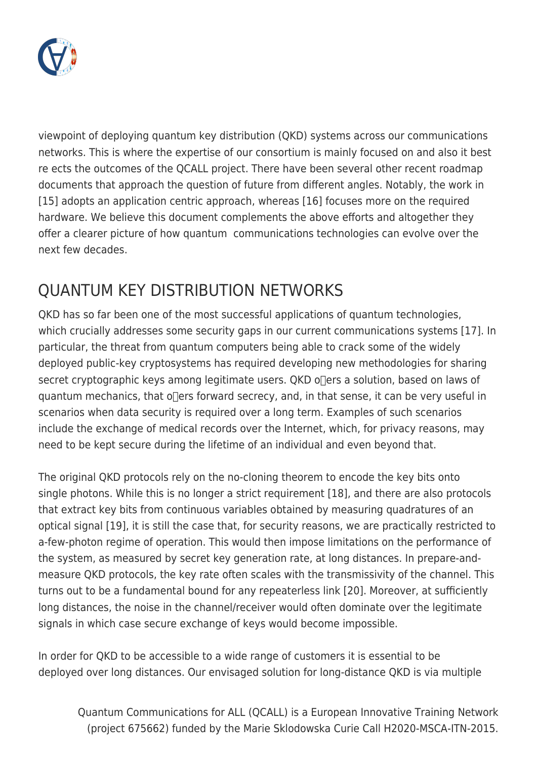viewpoint of deploying quantum key distribution (QKD) systems across our communications networks. This is where the expertise of our consortium is mainly focused on and also it best reflects the outcomes of the QCALL project. There have been several other recent roadmap documents that approach the question of future from different angles. Notably, the work in [15] adopts an application centric approach, whereas [16] focuses more on the required hardware. We believe this document complements the above efforts and altogether they offer a clearer picture of how quantum communications technologies can evolve over the next few decades.

## QUANTUM KEY DISTRIBUTION NETWORKS

QKD has so far been one of the most successful applications of quantum technologies, which crucially addresses some security gaps in our current communications systems [17]. In particular, the threat from quantum computers being able to crack some of the widely deployed public-key cryptosystems has required developing new methodologies for sharing secret cryptographic keys among legitimate users. QKD offers a solution, based on laws of quantum mechanics, that offers forward secrecy, and, in that sense, it can be very useful in scenarios when data security is required over a long term. Examples of such scenarios include the exchange of medical records over the Internet, which, for privacy reasons, may need to be kept secure during the lifetime of an individual and even beyond that.

The original QKD protocols rely on the no-cloning theorem to encode the key bits onto single photons. While this is no longer a strict requirement [18], and there are also protocols that extract key bits from continuous variables obtained by measuring quadratures of an optical signal [19], it is still the case that, for security reasons, we are practically restricted to a-few-photon regime of operation. This would then impose limitations on the performance of the system, as measured by secret key generation rate, at long distances. In prepare-and-measure QKD protocols, the key rate often scales with the transmissivity of the channel. This turns out to be a fundamental bound for any repeaterless link [20]. Moreover, at sufficiently long distances, the noise in the channel/receiver would often dominate over the legitimate signals in which case secure exchange of keys would become impossible.

In order for QKD to be accessible to a wide range of customers it is essential to be deployed over long distances. Our envisaged solution for long-distance QKD is via multiple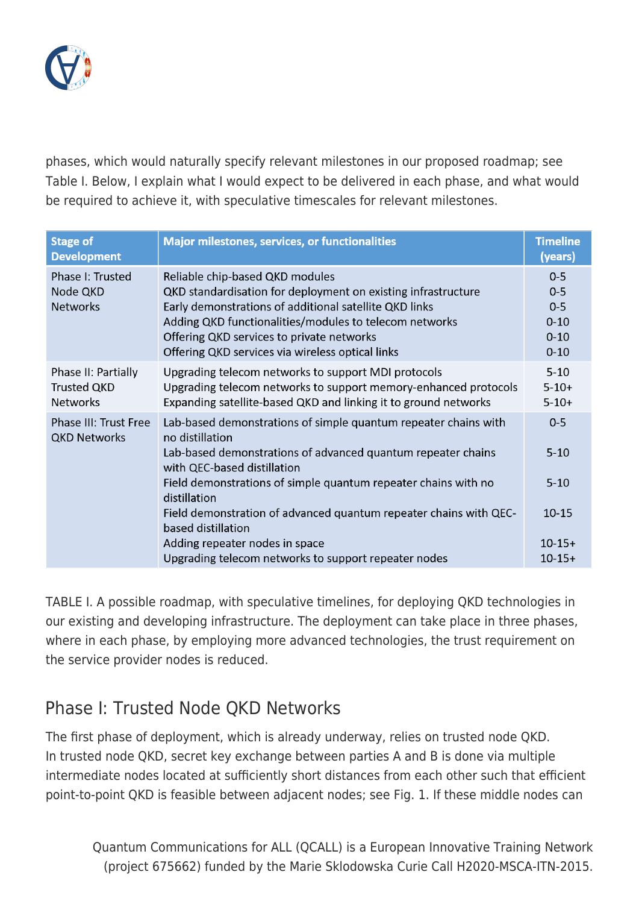phases, which would naturally specify relevant milestones in our proposed roadmap; see Table I. Below, I explain what I would expect to be delivered in each phase, and what would be required to achieve it, with speculative timescales for relevant milestones.

| Stage of Development | Major milestones, services, or functionalities | Timeline (years) |
|---|---|---|
| Phase I: Trusted Node QKD Networks | Reliable chip-based QKD modules | 0-5 |
| | QKD standardisation for deployment on existing infrastructure | 0-5 |
| | Early demonstrations of additional satellite QKD links | 0-5 |
| | Adding QKD functionalities/modules to telecom networks | 0-10 |
| | Offering QKD services to private networks | 0-10 |
| | Offering QKD services via wireless optical links | 0-10 |
| Phase II: Partially Trusted QKD Networks | Upgrading telecom networks to support MDI protocols | 5-10 |
| | Upgrading telecom networks to support memory-enhanced protocols | 5-10+ |
| | Expanding satellite-based QKD and linking it to ground networks | 5-10+ |
| Phase III: Trust Free QKD Networks | Lab-based demonstrations of simple quantum repeater chains with no distillation | 0-5 |
| | Lab-based demonstrations of advanced quantum repeater chains with QEC-based distillation | 5-10 |
| | Field demonstrations of simple quantum repeater chains with no distillation | 5-10 |
| | Field demonstration of advanced quantum repeater chains with QEC-based distillation | 10-15 |
| | Adding repeater nodes in space | 10-15+ |
| | Upgrading telecom networks to support repeater nodes | 10-15+ |

TABLE I. A possible roadmap, with speculative timelines, for deploying QKD technologies in our existing and developing infrastructure. The deployment can take place in three phases, where in each phase, by employing more advanced technologies, the trust requirement on the service provider nodes is reduced.

## Phase I: Trusted Node QKD Networks

The first phase of deployment, which is already underway, relies on trusted node QKD. In trusted node QKD, secret key exchange between parties A and B is done via multiple intermediate nodes located at sufficiently short distances from each other such that efficient point-to-point QKD is feasible between adjacent nodes; see Fig. 1. If these middle nodes can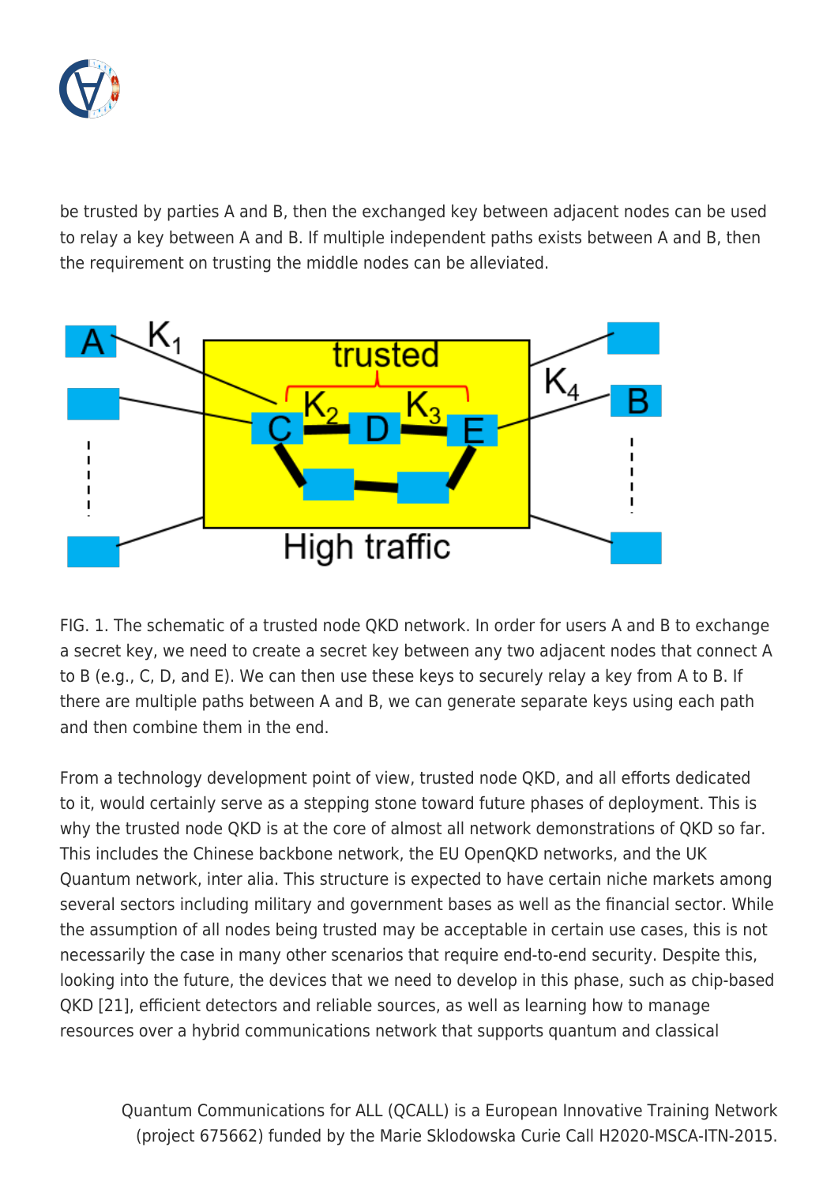be trusted by parties A and B, then the exchanged key between adjacent nodes can be used to relay a key between A and B. If multiple independent paths exists between A and B, then the requirement on trusting the middle nodes can be alleviated.

FIG. 1. The schematic of a trusted node QKD network. In order for users A and B to exchange a secret key, we need to create a secret key between any two adjacent nodes that connect A to B (e.g., C, D, and E). We can then use these keys to securely relay a key from A to B. If there are multiple paths between A and B, we can generate separate keys using each path and then combine them in the end.

From a technology development point of view, trusted node QKD, and all efforts dedicated to it, would certainly serve as a stepping stone toward future phases of deployment. This is why the trusted node QKD is at the core of almost all network demonstrations of QKD so far. This includes the Chinese backbone network, the EU OpenQKD networks, and the UK Quantum network, inter alia. This structure is expected to have certain niche markets among several sectors including military and government bases as well as the financial sector. While the assumption of all nodes being trusted may be acceptable in certain use cases, this is not necessarily the case in many other scenarios that require end-to-end security. Despite this, looking into the future, the devices that we need to develop in this phase, such as chip-based QKD [21], efficient detectors and reliable sources, as well as learning how to manage resources over a hybrid communications network that supports quantum and classical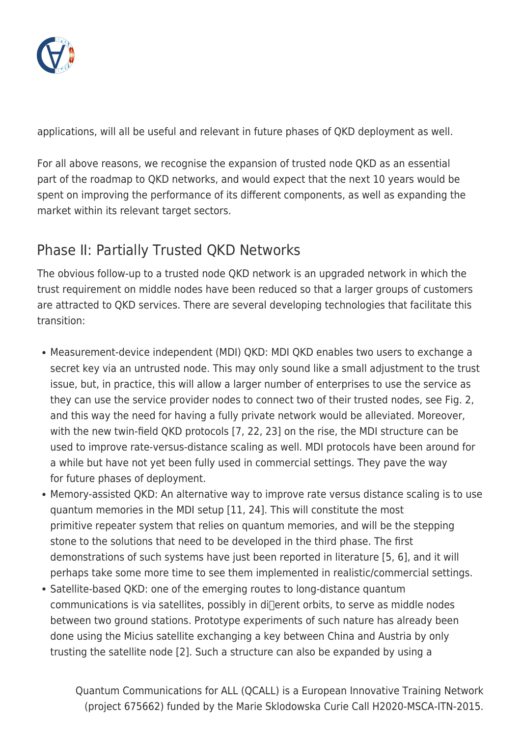applications, will all be useful and relevant in future phases of QKD deployment as well.

For all above reasons, we recognise the expansion of trusted node QKD as an essential part of the roadmap to QKD networks, and would expect that the next 10 years would be spent on improving the performance of its different components, as well as expanding the market within its relevant target sectors.

## Phase II: Partially Trusted QKD Networks

The obvious follow-up to a trusted node QKD network is an upgraded network in which the trust requirement on middle nodes have been reduced so that a larger groups of customers are attracted to QKD services. There are several developing technologies that facilitate this transition:

- Measurement-device independent (MDI) QKD: MDI QKD enables two users to exchange a secret key via an untrusted node. This may only sound like a small adjustment to the trust issue, but, in practice, this will allow a larger number of enterprises to use the service as they can use the service provider nodes to connect two of their trusted nodes, see Fig. 2, and this way the need for having a fully private network would be alleviated. Moreover, with the new twin-field QKD protocols [7, 22, 23] on the rise, the MDI structure can be used to improve rate-versus-distance scaling as well. MDI protocols have been around for a while but have not yet been fully used in commercial settings. They pave the way for future phases of deployment.
- Memory-assisted QKD: An alternative way to improve rate versus distance scaling is to use quantum memories in the MDI setup [11, 24]. This will constitute the most primitive repeater system that relies on quantum memories, and will be the stepping stone to the solutions that need to be developed in the third phase. The first demonstrations of such systems have just been reported in literature [5, 6], and it will perhaps take some more time to see them implemented in realistic/commercial settings.
- Satellite-based QKD: one of the emerging routes to long-distance quantum communications is via satellites, possibly in different orbits, to serve as middle nodes between two ground stations. Prototype experiments of such nature has already been done using the Micius satellite exchanging a key between China and Austria by only trusting the satellite node [2]. Such a structure can also be expanded by using a

Quantum Communications for ALL (QCALL) is a European Innovative Training Network (project 675662) funded by the Marie Sklodowska Curie Call H2020-MSCA-ITN-2015.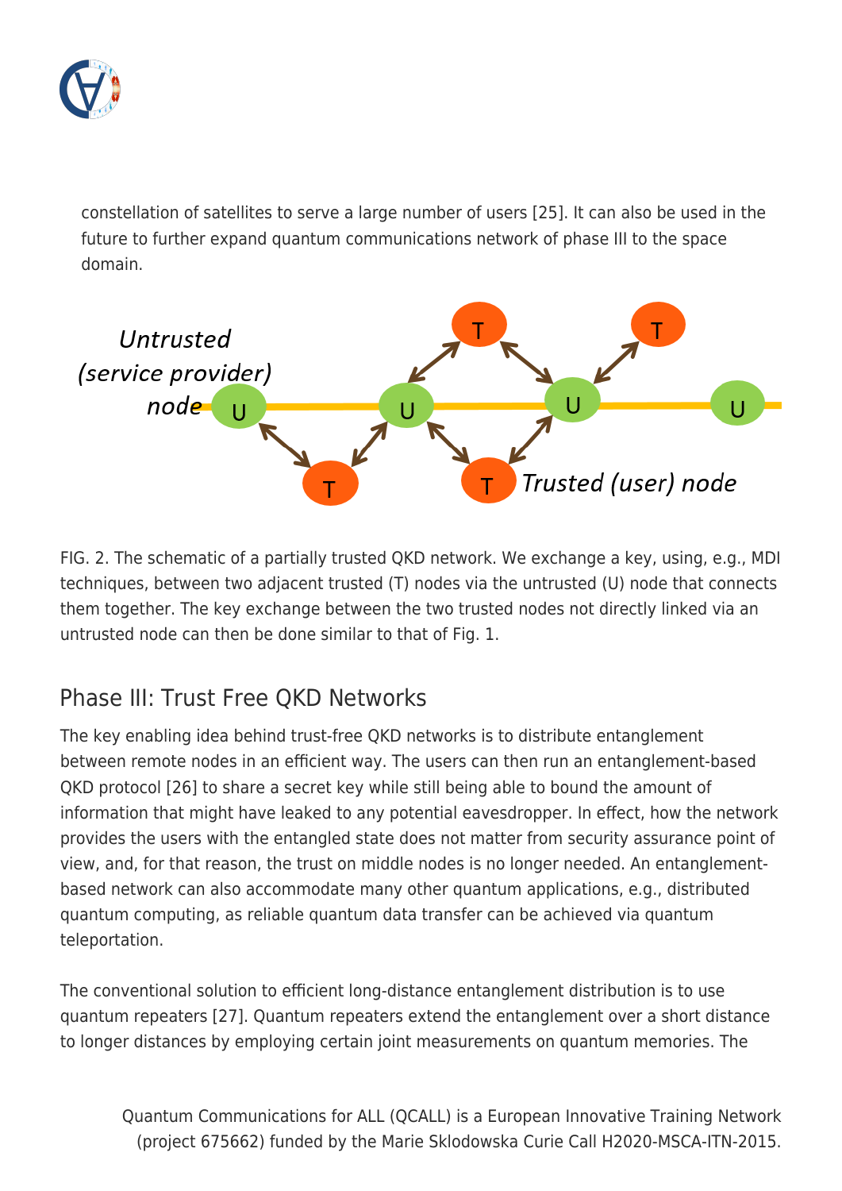constellation of satellites to serve a large number of users [25]. It can also be used in the future to further expand quantum communications network of phase III to the space domain.

FIG. 2. The schematic of a partially trusted QKD network. We exchange a key, using, e.g., MDI techniques, between two adjacent trusted (T) nodes via the untrusted (U) node that connects them together. The key exchange between the two trusted nodes not directly linked via an untrusted node can then be done similar to that of Fig. 1.

## Phase III: Trust Free QKD Networks

The key enabling idea behind trust-free QKD networks is to distribute entanglement between remote nodes in an efficient way. The users can then run an entanglement-based QKD protocol [26] to share a secret key while still being able to bound the amount of information that might have leaked to any potential eavesdropper. In effect, how the network provides the users with the entangled state does not matter from security assurance point of view, and, for that reason, the trust on middle nodes is no longer needed. An entanglement-based network can also accommodate many other quantum applications, e.g., distributed quantum computing, as reliable quantum data transfer can be achieved via quantum teleportation.

The conventional solution to efficient long-distance entanglement distribution is to use quantum repeaters [27]. Quantum repeaters extend the entanglement over a short distance to longer distances by employing certain joint measurements on quantum memories. The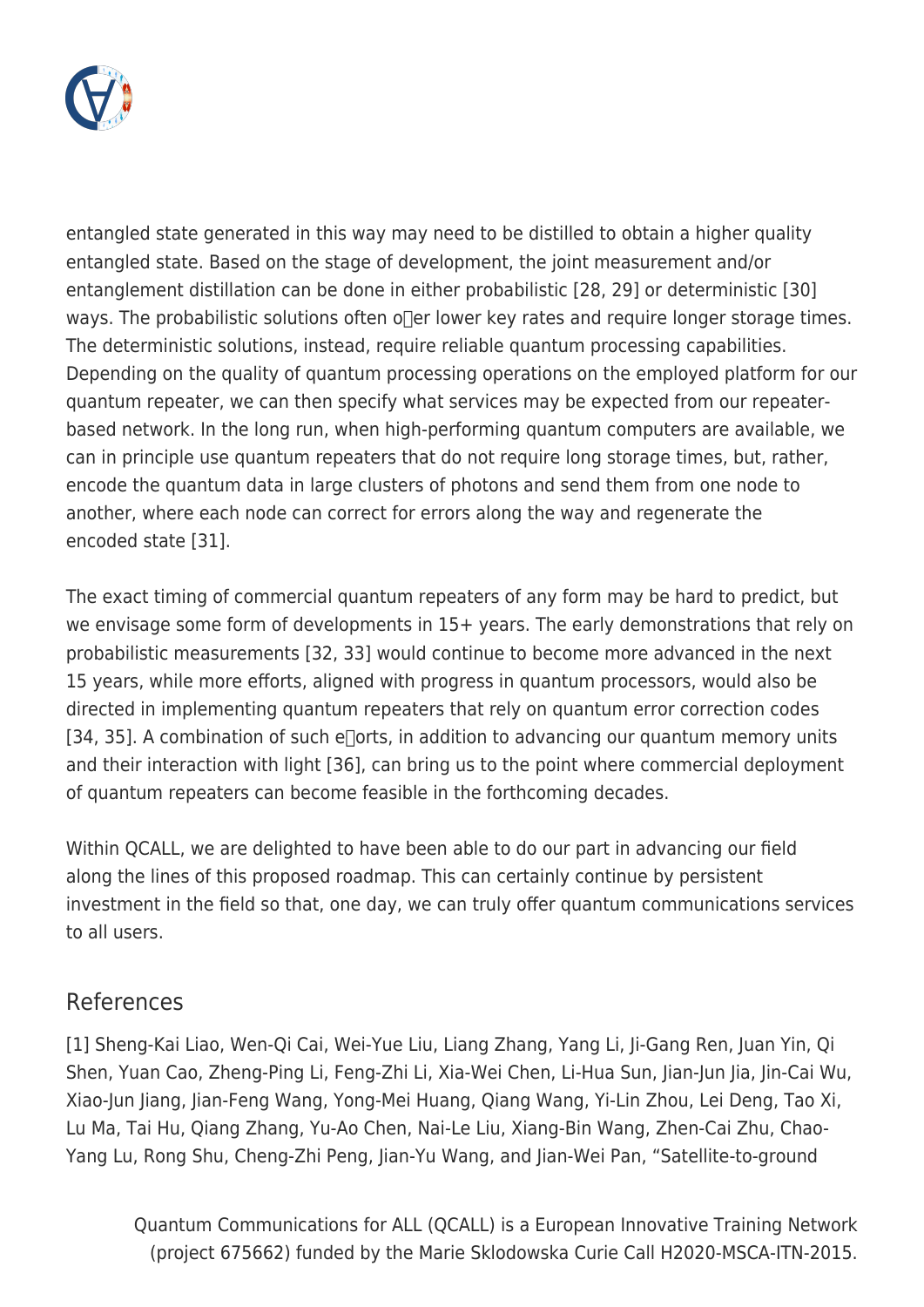entangled state generated in this way may need to be distilled to obtain a higher quality entangled state. Based on the stage of development, the joint measurement and/or entanglement distillation can be done in either probabilistic [28, 29] or deterministic [30] ways. The probabilistic solutions often offer lower key rates and require longer storage times. The deterministic solutions, instead, require reliable quantum processing capabilities. Depending on the quality of quantum processing operations on the employed platform for our quantum repeater, we can then specify what services may be expected from our repeater-based network. In the long run, when high-performing quantum computers are available, we can in principle use quantum repeaters that do not require long storage times, but, rather, encode the quantum data in large clusters of photons and send them from one node to another, where each node can correct for errors along the way and regenerate the encoded state [31].

The exact timing of commercial quantum repeaters of any form may be hard to predict, but we envisage some form of developments in 15+ years. The early demonstrations that rely on probabilistic measurements [32, 33] would continue to become more advanced in the next 15 years, while more efforts, aligned with progress in quantum processors, would also be directed in implementing quantum repeaters that rely on quantum error correction codes [34, 35]. A combination of such efforts, in addition to advancing our quantum memory units and their interaction with light [36], can bring us to the point where commercial deployment of quantum repeaters can become feasible in the forthcoming decades.

Within QCALL, we are delighted to have been able to do our part in advancing our field along the lines of this proposed roadmap. This can certainly continue by persistent investment in the field so that, one day, we can truly offer quantum communications services to all users.

## References

[1] Sheng-Kai Liao, Wen-Qi Cai, Wei-Yue Liu, Liang Zhang, Yang Li, Ji-Gang Ren, Juan Yin, Qi Shen, Yuan Cao, Zheng-Ping Li, Feng-Zhi Li, Xia-Wei Chen, Li-Hua Sun, Jian-Jun Jia, Jin-Cai Wu, Xiao-Jun Jiang, Jian-Feng Wang, Yong-Mei Huang, Qiang Wang, Yi-Lin Zhou, Lei Deng, Tao Xi, Lu Ma, Tai Hu, Qiang Zhang, Yu-Ao Chen, Nai-Le Liu, Xiang-Bin Wang, Zhen-Cai Zhu, Chao-Yang Lu, Rong Shu, Cheng-Zhi Peng, Jian-Yu Wang, and Jian-Wei Pan, "Satellite-to-ground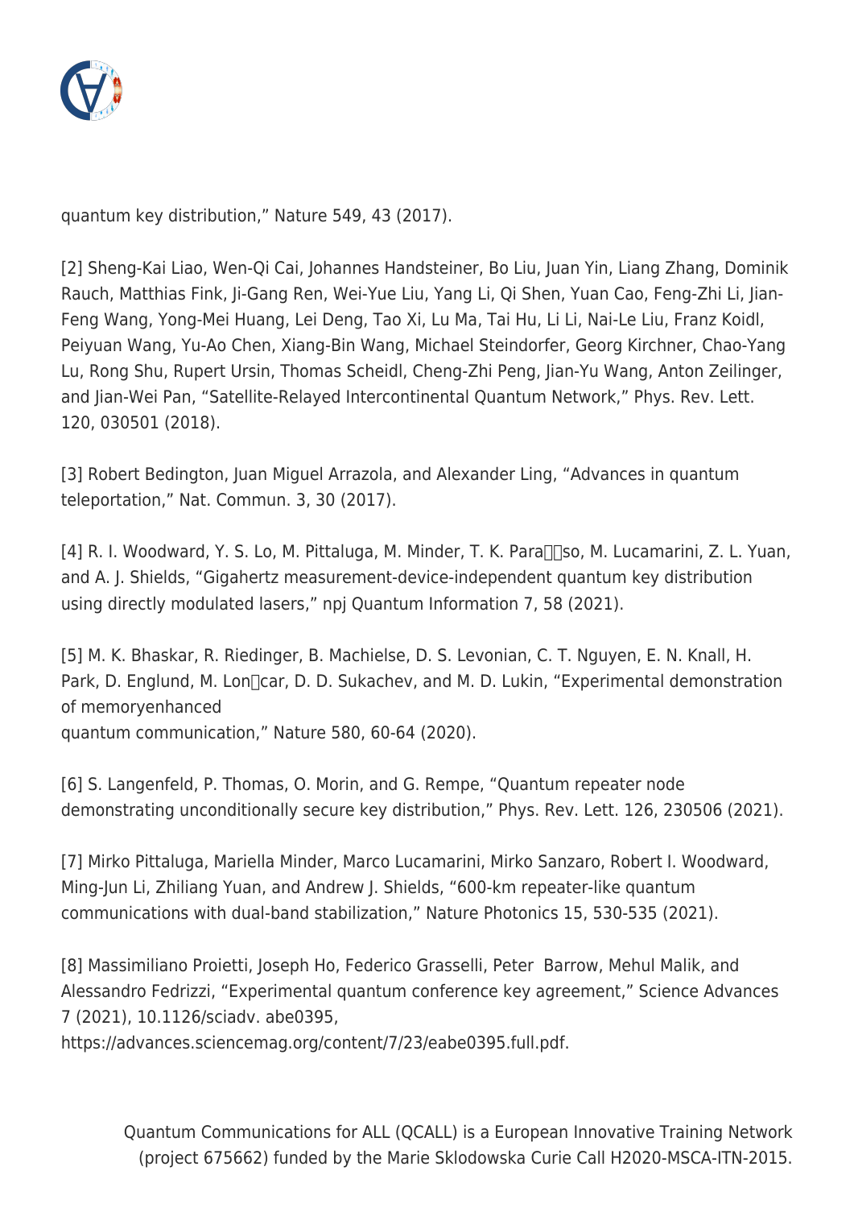quantum key distribution," Nature 549, 43 (2017).

[2] Sheng-Kai Liao, Wen-Qi Cai, Johannes Handsteiner, Bo Liu, Juan Yin, Liang Zhang, Dominik Rauch, Matthias Fink, Ji-Gang Ren, Wei-Yue Liu, Yang Li, Qi Shen, Yuan Cao, Feng-Zhi Li, Jian-Feng Wang, Yong-Mei Huang, Lei Deng, Tao Xi, Lu Ma, Tai Hu, Li Li, Nai-Le Liu, Franz Koidl, Peiyuan Wang, Yu-Ao Chen, Xiang-Bin Wang, Michael Steindorfer, Georg Kirchner, Chao-Yang Lu, Rong Shu, Rupert Ursin, Thomas Scheidl, Cheng-Zhi Peng, Jian-Yu Wang, Anton Zeilinger, and Jian-Wei Pan, "Satellite-Relayed Intercontinental Quantum Network," Phys. Rev. Lett. 120, 030501 (2018).

[3] Robert Bedington, Juan Miguel Arrazola, and Alexander Ling, "Advances in quantum teleportation," Nat. Commun. 3, 30 (2017).

[4] R. I. Woodward, Y. S. Lo, M. Pittaluga, M. Minder, T. K. Para��so, M. Lucamarini, Z. L. Yuan, and A. J. Shields, "Gigahertz measurement-device-independent quantum key distribution using directly modulated lasers," npj Quantum Information 7, 58 (2021).

[5] M. K. Bhaskar, R. Riedinger, B. Machielse, D. S. Levonian, C. T. Nguyen, E. N. Knall, H. Park, D. Englund, M. Lon�car, D. D. Sukachev, and M. D. Lukin, "Experimental demonstration of memoryenhanced
quantum communication," Nature 580, 60-64 (2020).

[6] S. Langenfeld, P. Thomas, O. Morin, and G. Rempe, "Quantum repeater node demonstrating unconditionally secure key distribution," Phys. Rev. Lett. 126, 230506 (2021).

[7] Mirko Pittaluga, Mariella Minder, Marco Lucamarini, Mirko Sanzaro, Robert I. Woodward, Ming-Jun Li, Zhiliang Yuan, and Andrew J. Shields, "600-km repeater-like quantum communications with dual-band stabilization," Nature Photonics 15, 530-535 (2021).

[8] Massimiliano Proietti, Joseph Ho, Federico Grasselli, Peter Barrow, Mehul Malik, and Alessandro Fedrizzi, "Experimental quantum conference key agreement," Science Advances 7 (2021), 10.1126/sciadv. abe0395,
https://advances.sciencemag.org/content/7/23/eabe0395.full.pdf.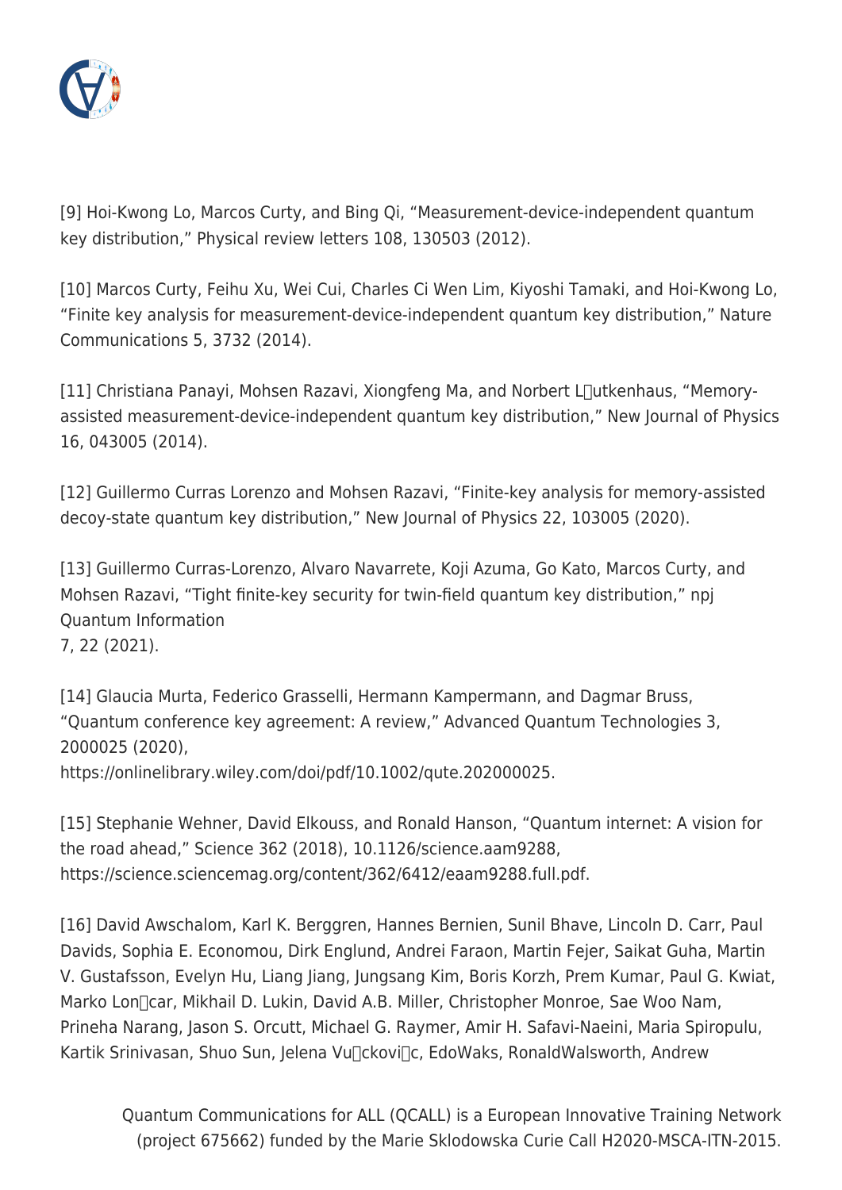[9] Hoi-Kwong Lo, Marcos Curty, and Bing Qi, “Measurement-device-independent quantum key distribution,” Physical review letters 108, 130503 (2012).

[10] Marcos Curty, Feihu Xu, Wei Cui, Charles Ci Wen Lim, Kiyoshi Tamaki, and Hoi-Kwong Lo, “Finite key analysis for measurement-device-independent quantum key distribution,” Nature Communications 5, 3732 (2014).

[11] Christiana Panayi, Mohsen Razavi, Xiongfeng Ma, and Norbert L□utkenhaus, “Memory-assisted measurement-device-independent quantum key distribution,” New Journal of Physics 16, 043005 (2014).

[12] Guillermo Curras Lorenzo and Mohsen Razavi, “Finite-key analysis for memory-assisted decoy-state quantum key distribution,” New Journal of Physics 22, 103005 (2020).

[13] Guillermo Curras-Lorenzo, Alvaro Navarrete, Koji Azuma, Go Kato, Marcos Curty, and Mohsen Razavi, “Tight finite-key security for twin-field quantum key distribution,” npj Quantum Information
7, 22 (2021).

[14] Glaucia Murta, Federico Grasselli, Hermann Kampermann, and Dagmar Bruss, “Quantum conference key agreement: A review,” Advanced Quantum Technologies 3, 2000025 (2020),
https://onlinelibrary.wiley.com/doi/pdf/10.1002/qute.202000025.

[15] Stephanie Wehner, David Elkouss, and Ronald Hanson, “Quantum internet: A vision for the road ahead,” Science 362 (2018), 10.1126/science.aam9288,
https://science.sciencemag.org/content/362/6412/eaam9288.full.pdf.

[16] David Awschalom, Karl K. Berggren, Hannes Bernien, Sunil Bhave, Lincoln D. Carr, Paul Davids, Sophia E. Economou, Dirk Englund, Andrei Faraon, Martin Fejer, Saikat Guha, Martin V. Gustafsson, Evelyn Hu, Liang Jiang, Jungsang Kim, Boris Korzh, Prem Kumar, Paul G. Kwiat, Marko Lon□car, Mikhail D. Lukin, David A.B. Miller, Christopher Monroe, Sae Woo Nam, Prineha Narang, Jason S. Orcutt, Michael G. Raymer, Amir H. Safavi-Naeini, Maria Spiropulu, Kartik Srinivasan, Shuo Sun, Jelena Vu□ckovi□c, EdoWaks, RonaldWalsworth, Andrew

Quantum Communications for ALL (QCALL) is a European Innovative Training Network (project 675662) funded by the Marie Sklodowska Curie Call H2020-MSCA-ITN-2015.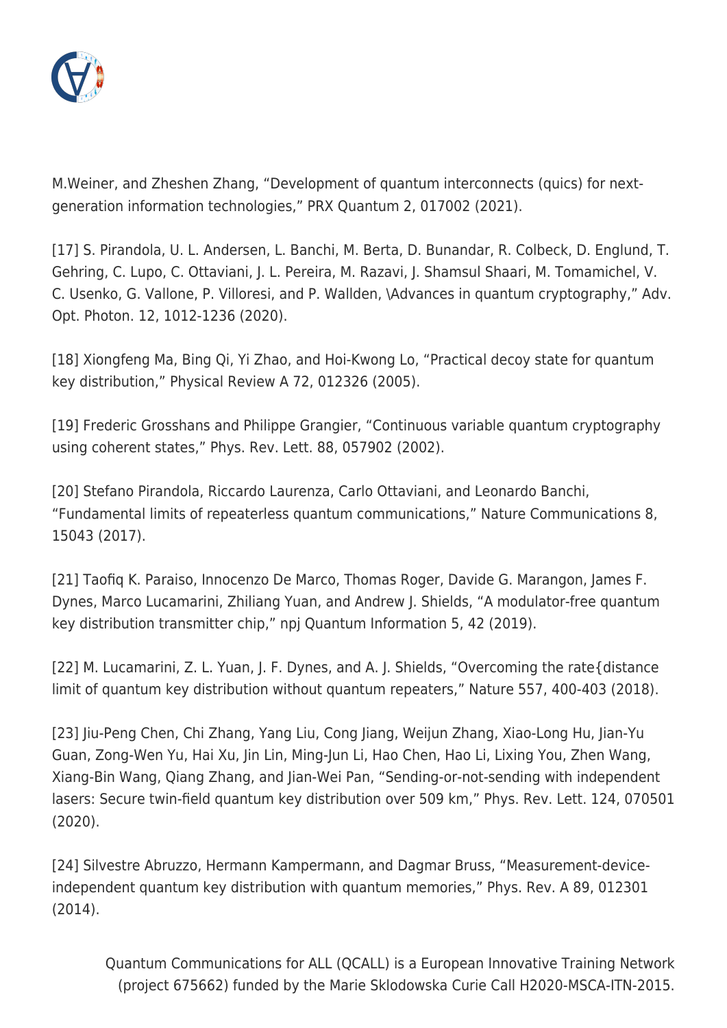M.Weiner, and Zheshen Zhang, “Development of quantum interconnects (quics) for next-generation information technologies,” PRX Quantum 2, 017002 (2021).

[17] S. Pirandola, U. L. Andersen, L. Banchi, M. Berta, D. Bunandar, R. Colbeck, D. Englund, T. Gehring, C. Lupo, C. Ottaviani, J. L. Pereira, M. Razavi, J. Shamsul Shaari, M. Tomamichel, V. C. Usenko, G. Vallone, P. Villoresi, and P. Wallden, \Advances in quantum cryptography,” Adv. Opt. Photon. 12, 1012-1236 (2020).

[18] Xiongfeng Ma, Bing Qi, Yi Zhao, and Hoi-Kwong Lo, “Practical decoy state for quantum key distribution,” Physical Review A 72, 012326 (2005).

[19] Frederic Grosshans and Philippe Grangier, “Continuous variable quantum cryptography using coherent states,” Phys. Rev. Lett. 88, 057902 (2002).

[20] Stefano Pirandola, Riccardo Laurenza, Carlo Ottaviani, and Leonardo Banchi, “Fundamental limits of repeaterless quantum communications,” Nature Communications 8, 15043 (2017).

[21] Taofiq K. Paraiso, Innocenzo De Marco, Thomas Roger, Davide G. Marangon, James F. Dynes, Marco Lucamarini, Zhiliang Yuan, and Andrew J. Shields, “A modulator-free quantum key distribution transmitter chip,” npj Quantum Information 5, 42 (2019).

[22] M. Lucamarini, Z. L. Yuan, J. F. Dynes, and A. J. Shields, “Overcoming the rate{distance limit of quantum key distribution without quantum repeaters,” Nature 557, 400-403 (2018).

[23] Jiu-Peng Chen, Chi Zhang, Yang Liu, Cong Jiang, Weijun Zhang, Xiao-Long Hu, Jian-Yu Guan, Zong-Wen Yu, Hai Xu, Jin Lin, Ming-Jun Li, Hao Chen, Hao Li, Lixing You, Zhen Wang, Xiang-Bin Wang, Qiang Zhang, and Jian-Wei Pan, “Sending-or-not-sending with independent lasers: Secure twin-field quantum key distribution over 509 km,” Phys. Rev. Lett. 124, 070501 (2020).

[24] Silvestre Abruzzo, Hermann Kampermann, and Dagmar Bruss, “Measurement-device-independent quantum key distribution with quantum memories,” Phys. Rev. A 89, 012301 (2014).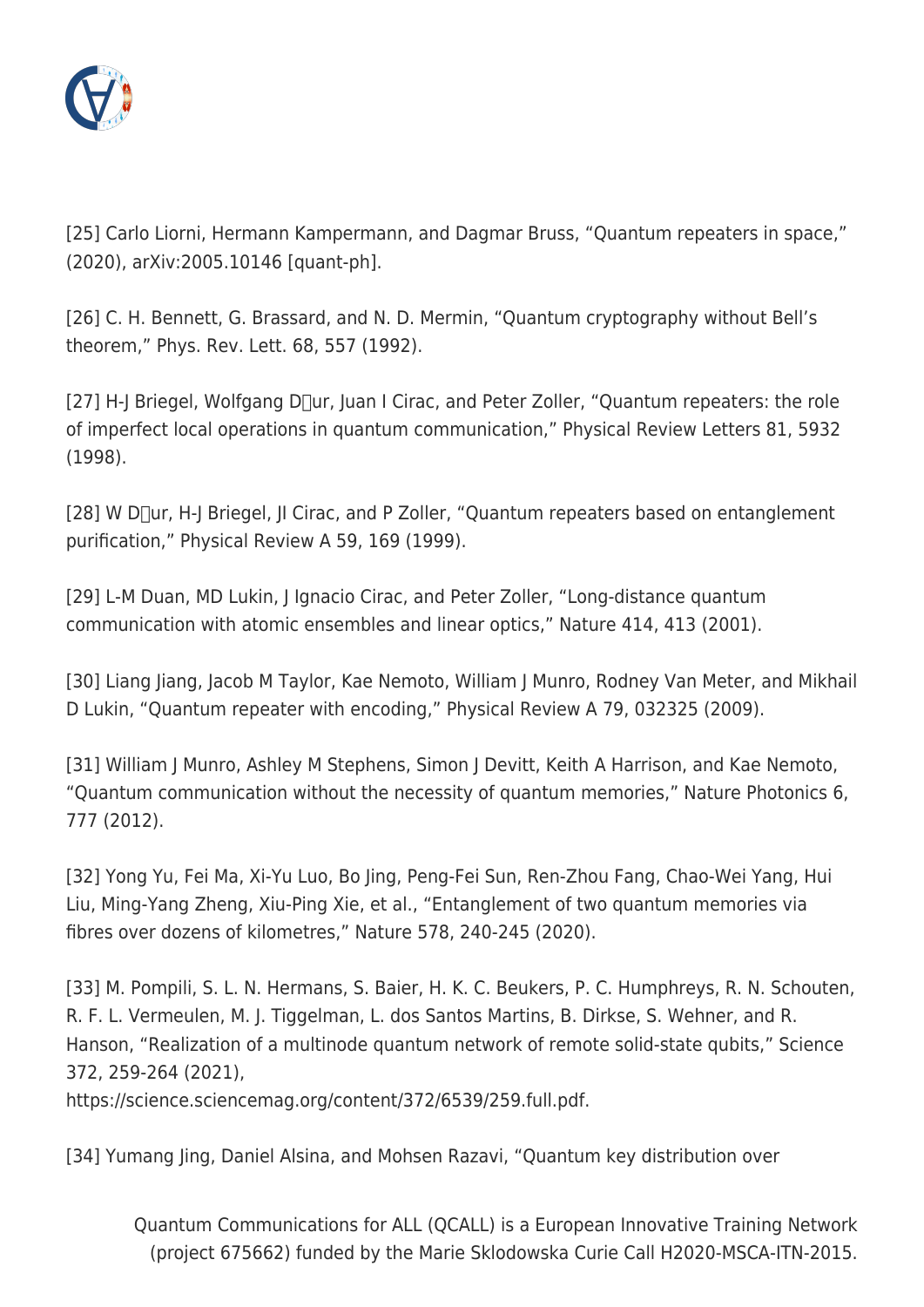[25] Carlo Liorni, Hermann Kampermann, and Dagmar Bruss, “Quantum repeaters in space,” (2020), arXiv:2005.10146 [quant-ph].

[26] C. H. Bennett, G. Brassard, and N. D. Mermin, “Quantum cryptography without Bell’s theorem,” Phys. Rev. Lett. 68, 557 (1992).

[27] H-J Briegel, Wolfgang D�ur, Juan I Cirac, and Peter Zoller, “Quantum repeaters: the role of imperfect local operations in quantum communication,” Physical Review Letters 81, 5932 (1998).

[28] W D�ur, H-J Briegel, JI Cirac, and P Zoller, “Quantum repeaters based on entanglement purification,” Physical Review A 59, 169 (1999).

[29] L-M Duan, MD Lukin, J Ignacio Cirac, and Peter Zoller, “Long-distance quantum communication with atomic ensembles and linear optics,” Nature 414, 413 (2001).

[30] Liang Jiang, Jacob M Taylor, Kae Nemoto, William J Munro, Rodney Van Meter, and Mikhail D Lukin, “Quantum repeater with encoding,” Physical Review A 79, 032325 (2009).

[31] William J Munro, Ashley M Stephens, Simon J Devitt, Keith A Harrison, and Kae Nemoto, “Quantum communication without the necessity of quantum memories,” Nature Photonics 6, 777 (2012).

[32] Yong Yu, Fei Ma, Xi-Yu Luo, Bo Jing, Peng-Fei Sun, Ren-Zhou Fang, Chao-Wei Yang, Hui Liu, Ming-Yang Zheng, Xiu-Ping Xie, et al., “Entanglement of two quantum memories via fibres over dozens of kilometres,” Nature 578, 240-245 (2020).

[33] M. Pompili, S. L. N. Hermans, S. Baier, H. K. C. Beukers, P. C. Humphreys, R. N. Schouten, R. F. L. Vermeulen, M. J. Tiggelman, L. dos Santos Martins, B. Dirkse, S. Wehner, and R. Hanson, “Realization of a multinode quantum network of remote solid-state qubits,” Science 372, 259-264 (2021), https://science.sciencemag.org/content/372/6539/259.full.pdf.

[34] Yumang Jing, Daniel Alsina, and Mohsen Razavi, “Quantum key distribution over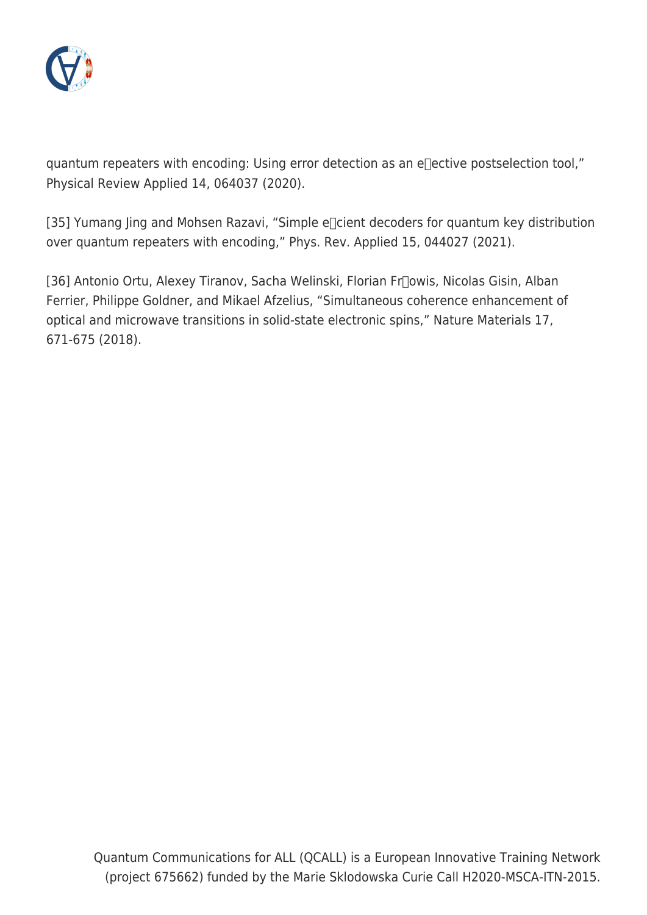quantum repeaters with encoding: Using error detection as an effective postselection tool," Physical Review Applied 14, 064037 (2020).

[35] Yumang Jing and Mohsen Razavi, "Simple efficient decoders for quantum key distribution over quantum repeaters with encoding," Phys. Rev. Applied 15, 044027 (2021).

[36] Antonio Ortu, Alexey Tiranov, Sacha Welinski, Florian Fröwis, Nicolas Gisin, Alban Ferrier, Philippe Goldner, and Mikael Afzelius, "Simultaneous coherence enhancement of optical and microwave transitions in solid-state electronic spins," Nature Materials 17, 671-675 (2018).